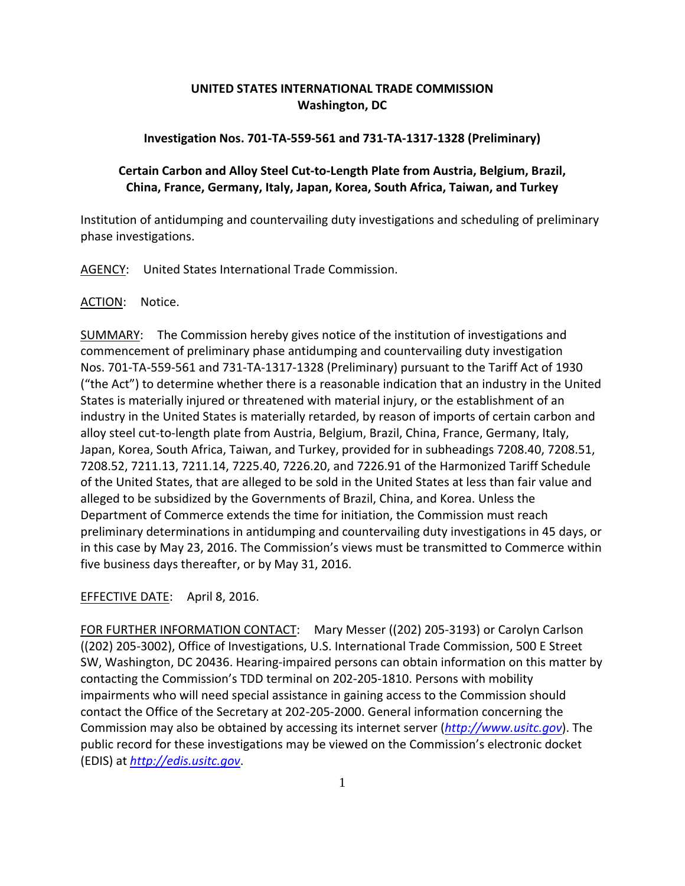**UNITED STATES INTERNATIONAL TRADE COMMISSION**
**Washington, DC**

**Investigation Nos. 701-TA-559-561 and 731-TA-1317-1328 (Preliminary)**

**Certain Carbon and Alloy Steel Cut-to-Length Plate from Austria, Belgium, Brazil, China, France, Germany, Italy, Japan, Korea, South Africa, Taiwan, and Turkey**

Institution of antidumping and countervailing duty investigations and scheduling of preliminary phase investigations.

AGENCY: United States International Trade Commission.

ACTION: Notice.

SUMMARY: The Commission hereby gives notice of the institution of investigations and commencement of preliminary phase antidumping and countervailing duty investigation Nos. 701-TA-559-561 and 731-TA-1317-1328 (Preliminary) pursuant to the Tariff Act of 1930 ("the Act") to determine whether there is a reasonable indication that an industry in the United States is materially injured or threatened with material injury, or the establishment of an industry in the United States is materially retarded, by reason of imports of certain carbon and alloy steel cut-to-length plate from Austria, Belgium, Brazil, China, France, Germany, Italy, Japan, Korea, South Africa, Taiwan, and Turkey, provided for in subheadings 7208.40, 7208.51, 7208.52, 7211.13, 7211.14, 7225.40, 7226.20, and 7226.91 of the Harmonized Tariff Schedule of the United States, that are alleged to be sold in the United States at less than fair value and alleged to be subsidized by the Governments of Brazil, China, and Korea. Unless the Department of Commerce extends the time for initiation, the Commission must reach preliminary determinations in antidumping and countervailing duty investigations in 45 days, or in this case by May 23, 2016. The Commission's views must be transmitted to Commerce within five business days thereafter, or by May 31, 2016.

EFFECTIVE DATE: April 8, 2016.

FOR FURTHER INFORMATION CONTACT: Mary Messer ((202) 205-3193) or Carolyn Carlson ((202) 205-3002), Office of Investigations, U.S. International Trade Commission, 500 E Street SW, Washington, DC 20436. Hearing-impaired persons can obtain information on this matter by contacting the Commission's TDD terminal on 202-205-1810. Persons with mobility impairments who will need special assistance in gaining access to the Commission should contact the Office of the Secretary at 202-205-2000. General information concerning the Commission may also be obtained by accessing its internet server (*http://www.usitc.gov*). The public record for these investigations may be viewed on the Commission's electronic docket (EDIS) at *http://edis.usitc.gov*.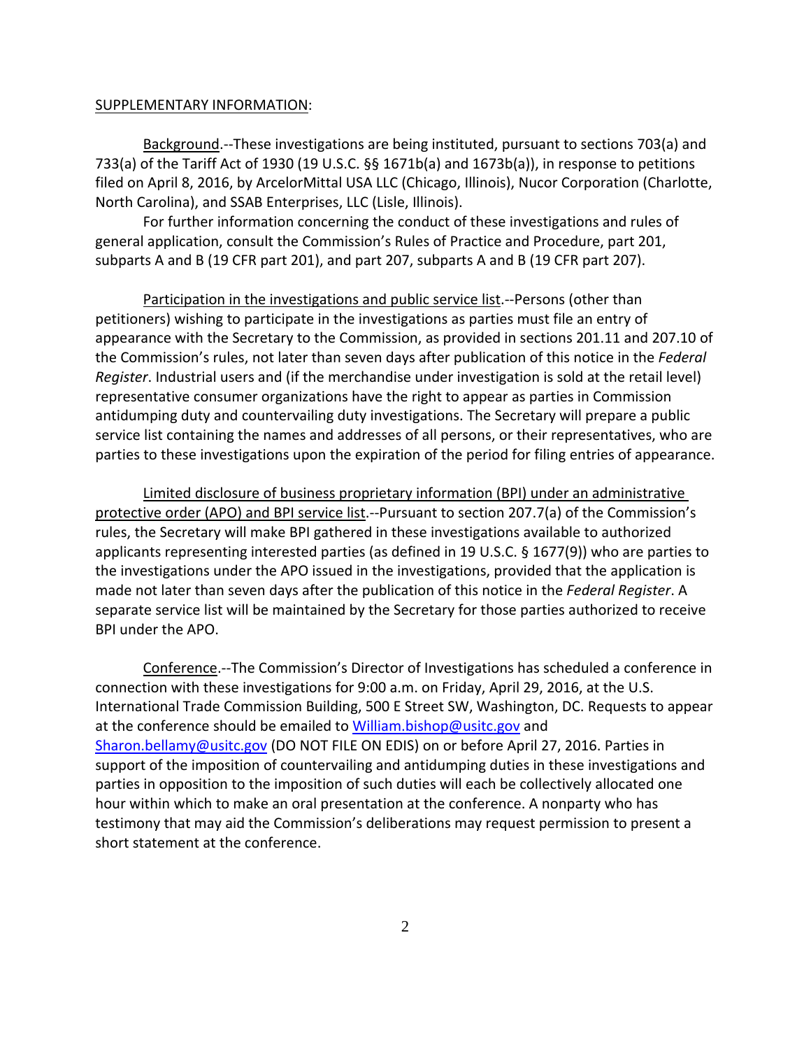SUPPLEMENTARY INFORMATION:

Background.--These investigations are being instituted, pursuant to sections 703(a) and 733(a) of the Tariff Act of 1930 (19 U.S.C. §§ 1671b(a) and 1673b(a)), in response to petitions filed on April 8, 2016, by ArcelorMittal USA LLC (Chicago, Illinois), Nucor Corporation (Charlotte, North Carolina), and SSAB Enterprises, LLC (Lisle, Illinois).

For further information concerning the conduct of these investigations and rules of general application, consult the Commission's Rules of Practice and Procedure, part 201, subparts A and B (19 CFR part 201), and part 207, subparts A and B (19 CFR part 207).

Participation in the investigations and public service list.--Persons (other than petitioners) wishing to participate in the investigations as parties must file an entry of appearance with the Secretary to the Commission, as provided in sections 201.11 and 207.10 of the Commission's rules, not later than seven days after publication of this notice in the *Federal Register*. Industrial users and (if the merchandise under investigation is sold at the retail level) representative consumer organizations have the right to appear as parties in Commission antidumping duty and countervailing duty investigations. The Secretary will prepare a public service list containing the names and addresses of all persons, or their representatives, who are parties to these investigations upon the expiration of the period for filing entries of appearance.

Limited disclosure of business proprietary information (BPI) under an administrative protective order (APO) and BPI service list.--Pursuant to section 207.7(a) of the Commission's rules, the Secretary will make BPI gathered in these investigations available to authorized applicants representing interested parties (as defined in 19 U.S.C. § 1677(9)) who are parties to the investigations under the APO issued in the investigations, provided that the application is made not later than seven days after the publication of this notice in the *Federal Register*. A separate service list will be maintained by the Secretary for those parties authorized to receive BPI under the APO.

Conference.--The Commission's Director of Investigations has scheduled a conference in connection with these investigations for 9:00 a.m. on Friday, April 29, 2016, at the U.S. International Trade Commission Building, 500 E Street SW, Washington, DC. Requests to appear at the conference should be emailed to William.bishop@usitc.gov and Sharon.bellamy@usitc.gov (DO NOT FILE ON EDIS) on or before April 27, 2016. Parties in support of the imposition of countervailing and antidumping duties in these investigations and parties in opposition to the imposition of such duties will each be collectively allocated one hour within which to make an oral presentation at the conference. A nonparty who has testimony that may aid the Commission's deliberations may request permission to present a short statement at the conference.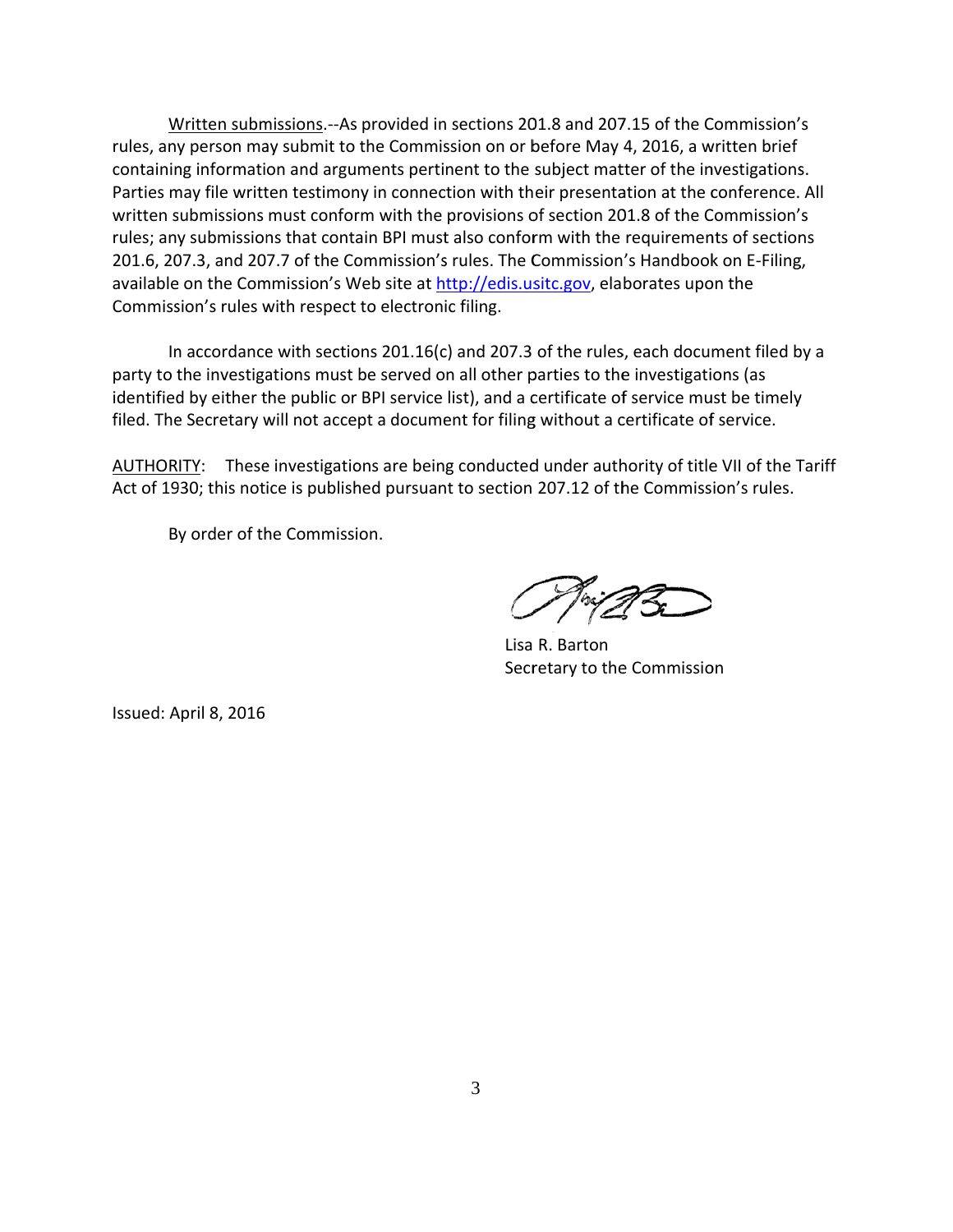Written submissions.--As provided in sections 201.8 and 207.15 of the Commission's rules, any person may submit to the Commission on or before May 4, 2016, a written brief containing information and arguments pertinent to the subject matter of the investigations. Parties may file written testimony in connection with their presentation at the conference. All written submissions must conform with the provisions of section 201.8 of the Commission's rules; any submissions that contain BPI must also conform with the requirements of sections 201.6, 207.3, and 207.7 of the Commission's rules. The Commission's Handbook on E-Filing, available on the Commission's Web site at http://edis.usitc.gov, elaborates upon the Commission's rules with respect to electronic filing.

In accordance with sections 201.16(c) and 207.3 of the rules, each document filed by a party to the investigations must be served on all other parties to the investigations (as identified by either the public or BPI service list), and a certificate of service must be timely filed. The Secretary will not accept a document for filing without a certificate of service.

AUTHORITY: These investigations are being conducted under authority of title VII of the Tariff Act of 1930; this notice is published pursuant to section 207.12 of the Commission's rules.

By order of the Commission.

Lisa R. Barton
Secretary to the Commission

Issued: April 8, 2016